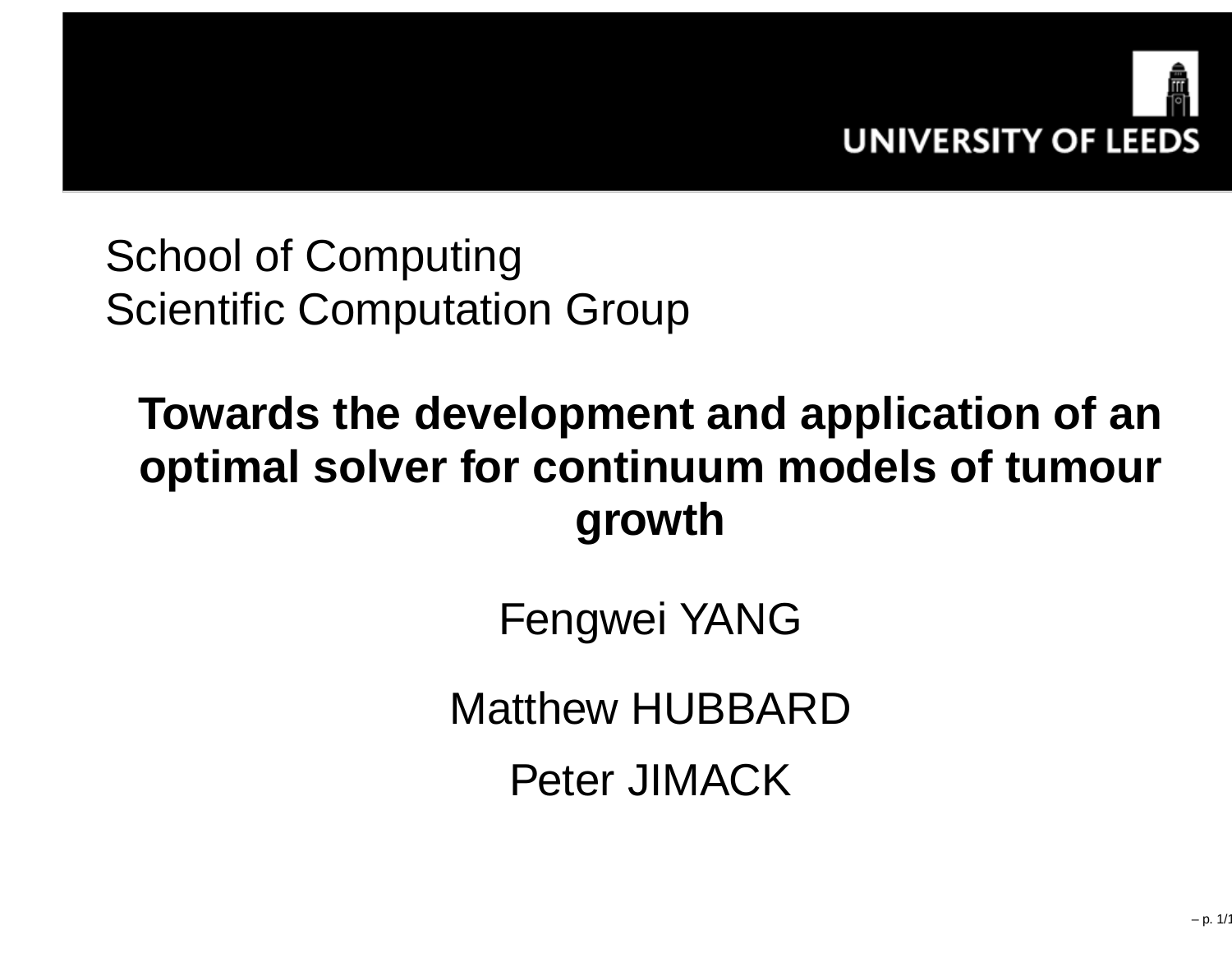UNIVERSITY OF LEEDS

School of Computing
Scientific Computation Group

# Towards the development and application of an optimal solver for continuum models of tumour growth

Fengwei YANG

Matthew HUBBARD

Peter JIMACK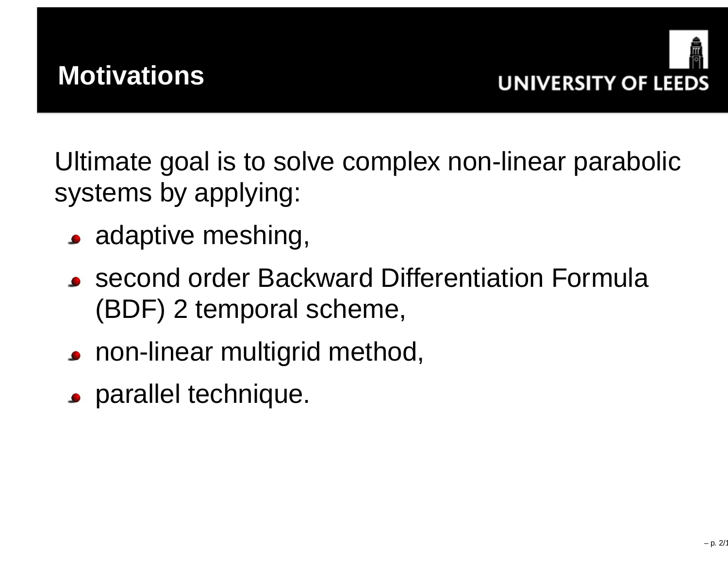# Motivations

Ultimate goal is to solve complex non-linear parabolic systems by applying:

- adaptive meshing,
- second order Backward Differentiation Formula (BDF) 2 temporal scheme,
- non-linear multigrid method,
- parallel technique.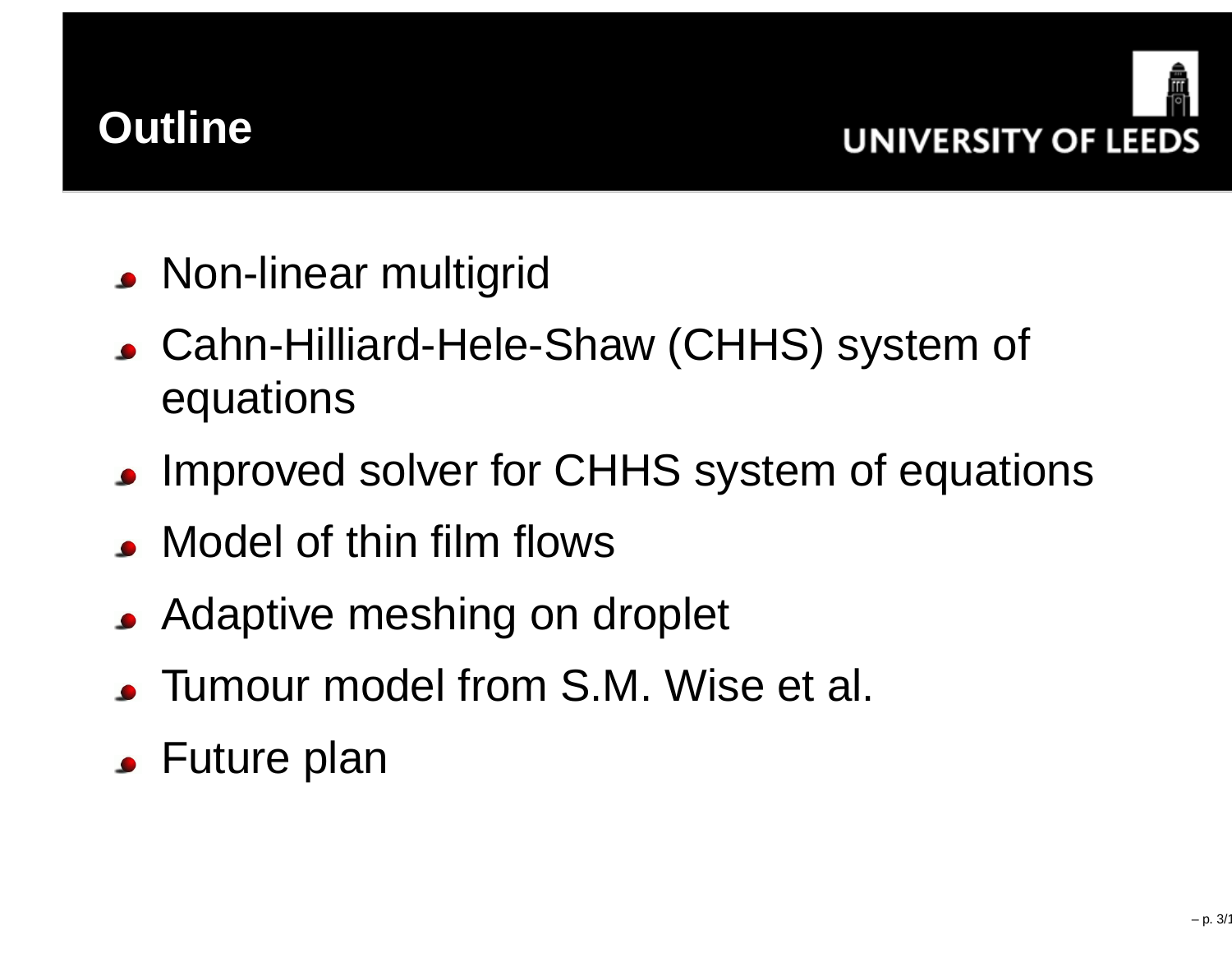# Outline

- Non-linear multigrid
- Cahn-Hilliard-Hele-Shaw (CHHS) system of equations
- Improved solver for CHHS system of equations
- Model of thin film flows
- Adaptive meshing on droplet
- Tumour model from S.M. Wise et al.
- Future plan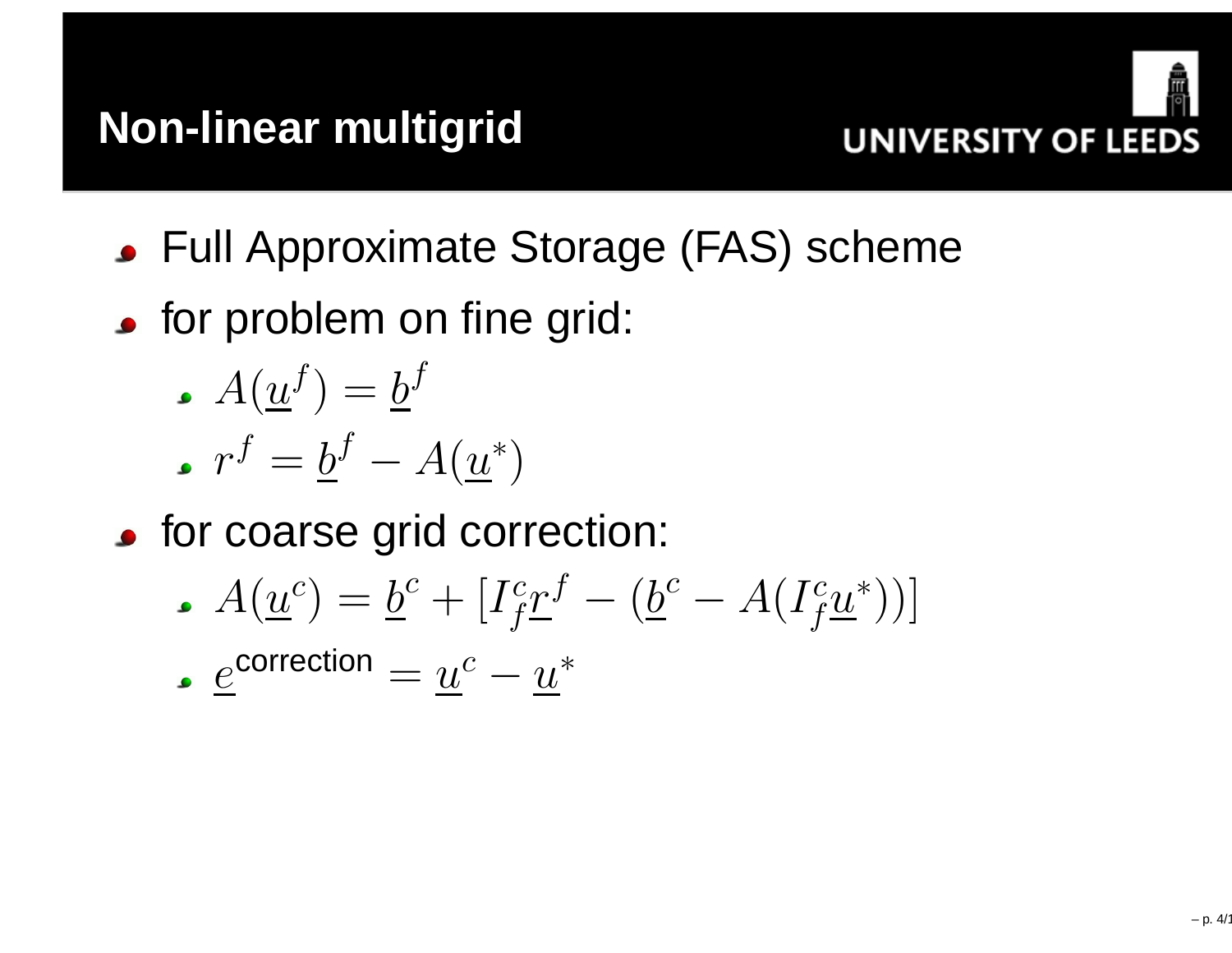# Non-linear multigrid

- Full Approximate Storage (FAS) scheme
- for problem on fine grid:
  - $A(\underline{u}^f) = \underline{b}^f$
  - $r^f = \underline{b}^f - A(\underline{u}^*)$
- for coarse grid correction:
  - $A(\underline{u}^c) = \underline{b}^c + [I_f^c \underline{r}^f - (\underline{b}^c - A(I_f^c \underline{u}^*))]$
  - $\underline{e}^{\text{correction}} = \underline{u}^c - \underline{u}^*$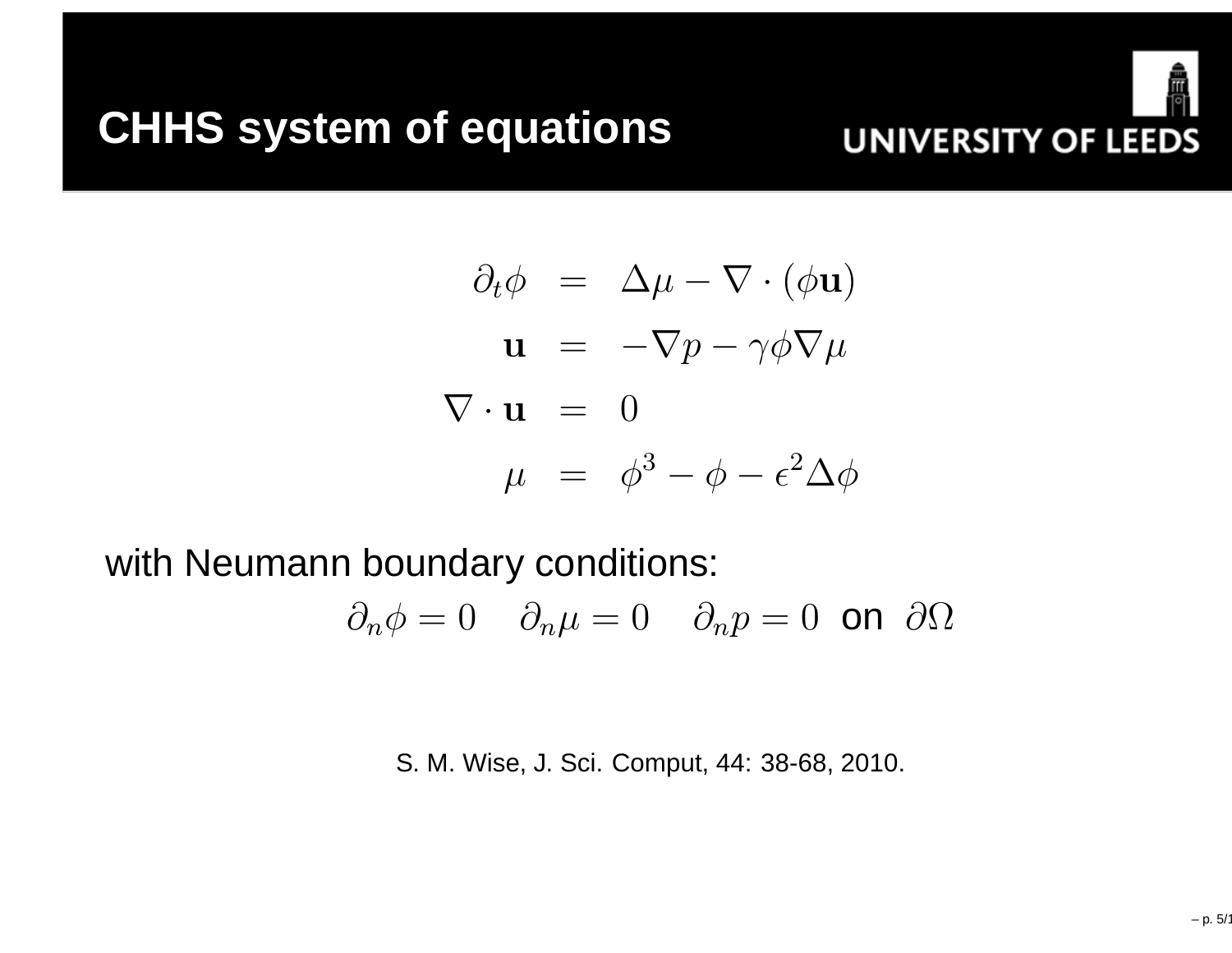# CHHS system of equations

$$
\begin{aligned}
\partial_t \phi &= \Delta \mu - \nabla \cdot (\phi \mathbf{u}) \\
\mathbf{u} &= -\nabla p - \gamma \phi \nabla \mu \\
\nabla \cdot \mathbf{u} &= 0 \\
\mu &= \phi^3 - \phi - \epsilon^2 \Delta \phi
\end{aligned}
$$

with Neumann boundary conditions:

$$\partial_n \phi = 0 \quad \partial_n \mu = 0 \quad \partial_n p = 0 \text{ on } \partial\Omega$$

S. M. Wise, J. Sci. Comput, 44: 38-68, 2010.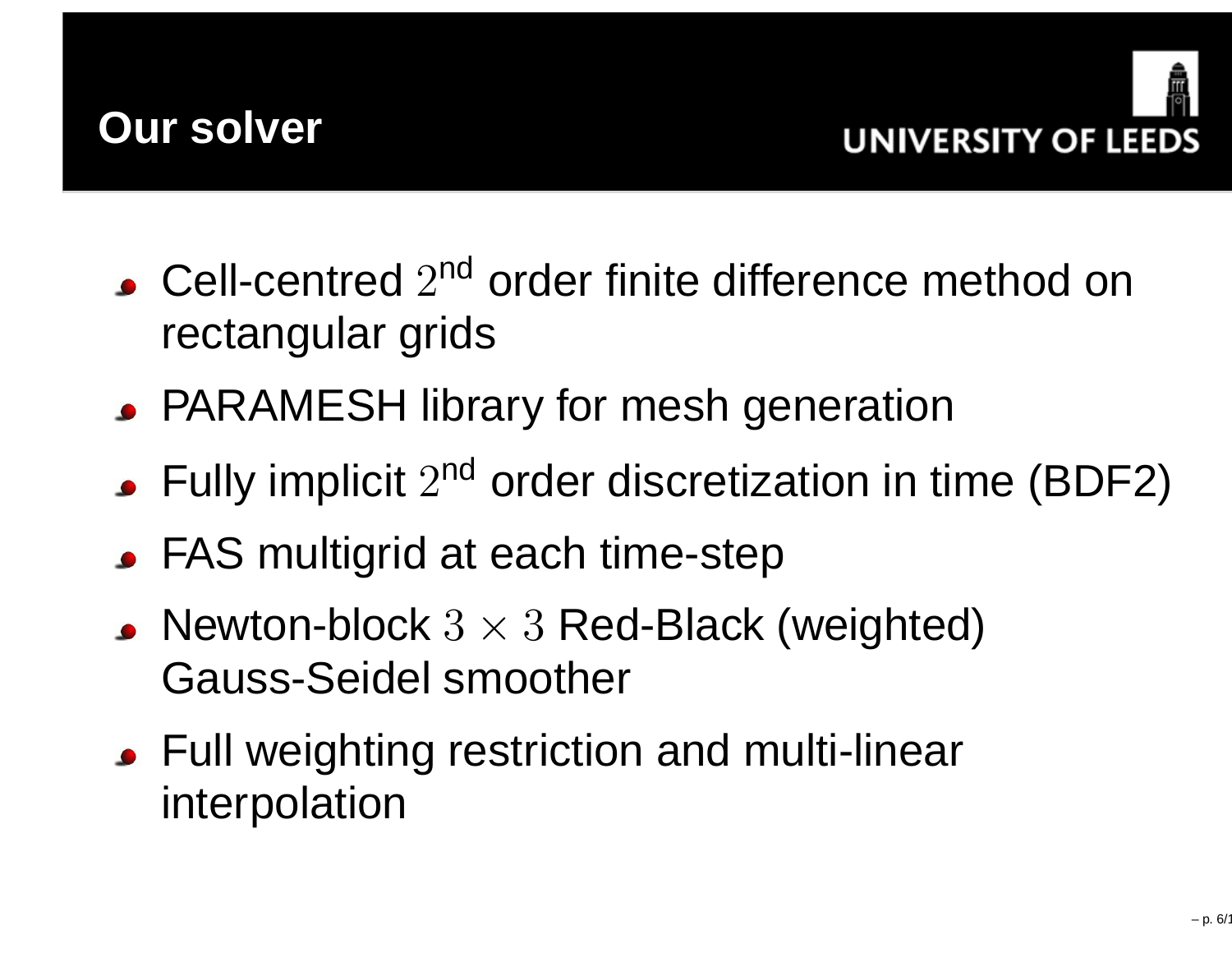# Our solver

- Cell-centred $2^{\text{nd}}$ order finite difference method on rectangular grids
- PARAMESH library for mesh generation
- Fully implicit $2^{\text{nd}}$ order discretization in time (BDF2)
- FAS multigrid at each time-step
- Newton-block $3 \times 3$ Red-Black (weighted) Gauss-Seidel smoother
- Full weighting restriction and multi-linear interpolation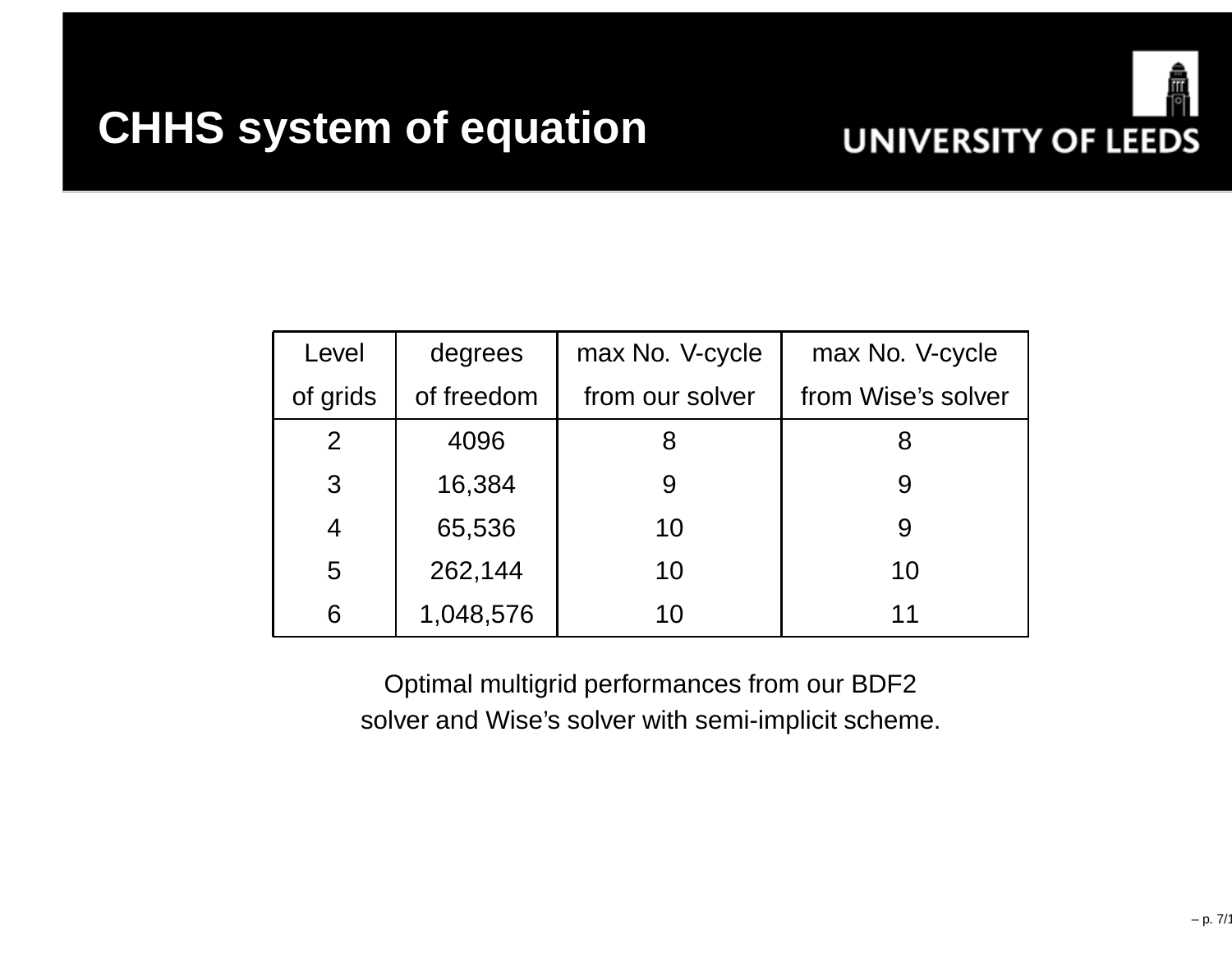# CHHS system of equation

| Level of grids | degrees of freedom | max No. V-cycle from our solver | max No. V-cycle from Wise's solver |
|---|---|---|---|
| 2 | 4096 | 8 | 8 |
| 3 | 16,384 | 9 | 9 |
| 4 | 65,536 | 10 | 9 |
| 5 | 262,144 | 10 | 10 |
| 6 | 1,048,576 | 10 | 11 |

Optimal multigrid performances from our BDF2 solver and Wise's solver with semi-implicit scheme.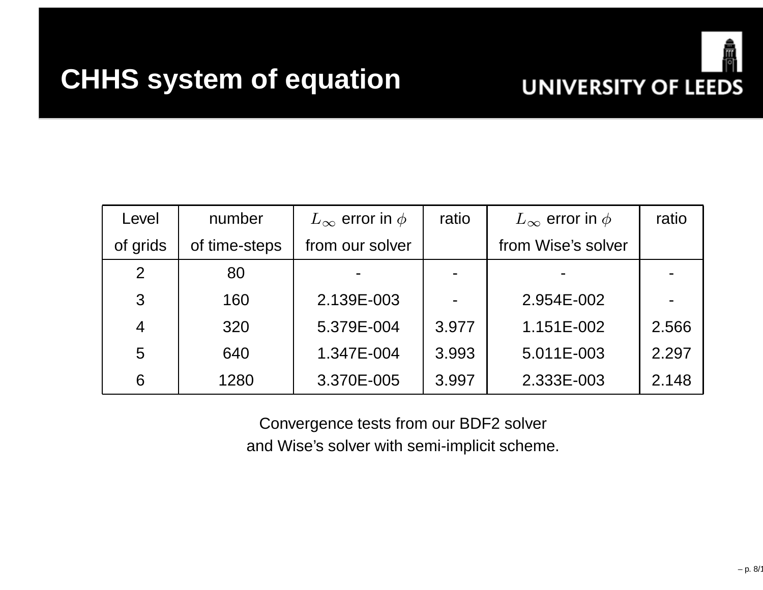# CHHS system of equation

| Level of grids | number of time-steps | $L_\infty$ error in $\phi$ from our solver | ratio | $L_\infty$ error in $\phi$ from Wise's solver | ratio |
|---|---|---|---|---|---|
| 2 | 80 | - | - | - | - |
| 3 | 160 | 2.139E-003 | - | 2.954E-002 | - |
| 4 | 320 | 5.379E-004 | 3.977 | 1.151E-002 | 2.566 |
| 5 | 640 | 1.347E-004 | 3.993 | 5.011E-003 | 2.297 |
| 6 | 1280 | 3.370E-005 | 3.997 | 2.333E-003 | 2.148 |

Convergence tests from our BDF2 solver
and Wise's solver with semi-implicit scheme.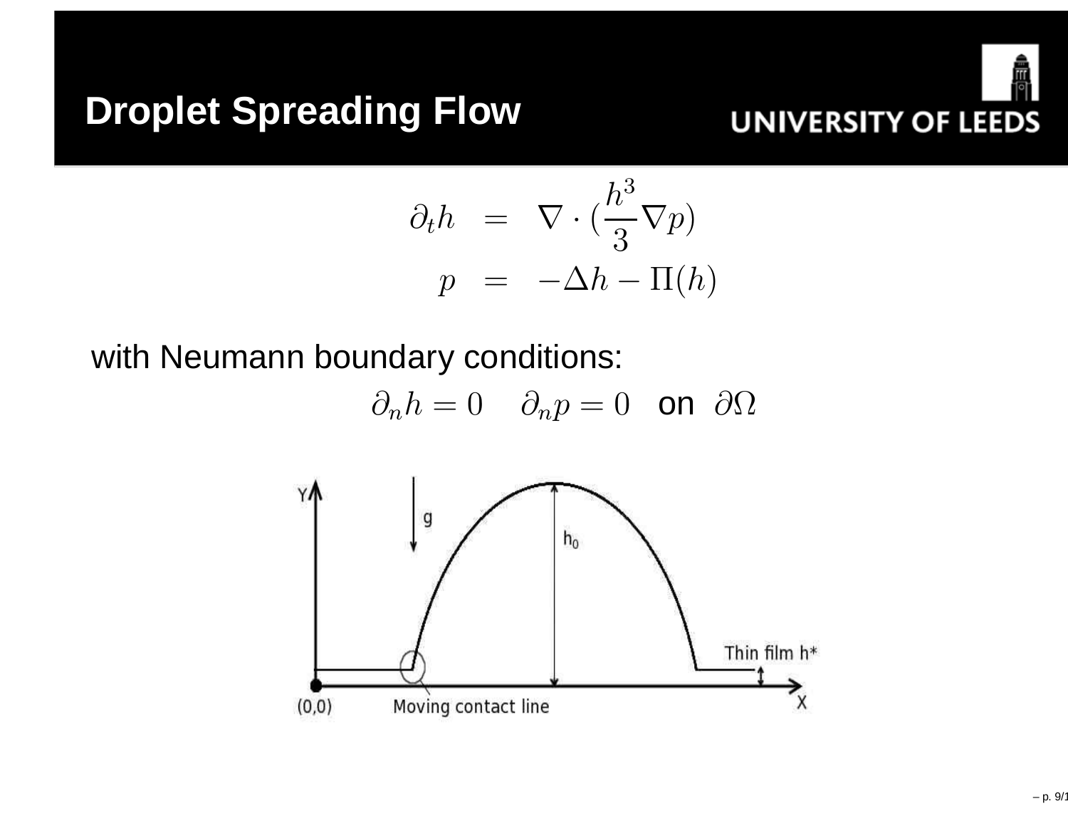# Droplet Spreading Flow

$$
\begin{aligned}
\partial_t h &= \nabla \cdot (\frac{h^3}{3} \nabla p) \\
p &= -\Delta h - \Pi(h)
\end{aligned}
$$

with Neumann boundary conditions:

$$\partial_n h = 0 \quad \partial_n p = 0 \quad \text{on } \partial\Omega$$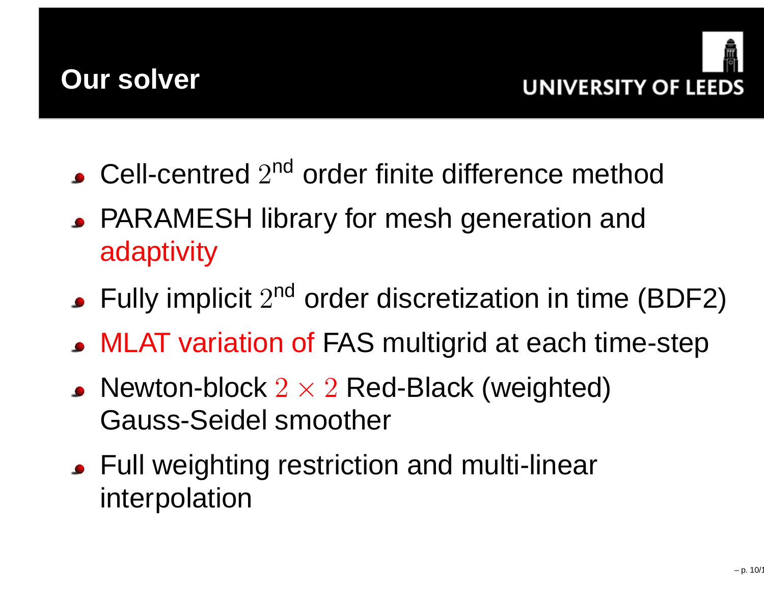## Our solver

- Cell-centred $2^{\text{nd}}$ order finite difference method
- PARAMESH library for mesh generation and adaptivity
- Fully implicit $2^{\text{nd}}$ order discretization in time (BDF2)
- MLAT variation of FAS multigrid at each time-step
- Newton-block $2 \times 2$ Red-Black (weighted) Gauss-Seidel smoother
- Full weighting restriction and multi-linear interpolation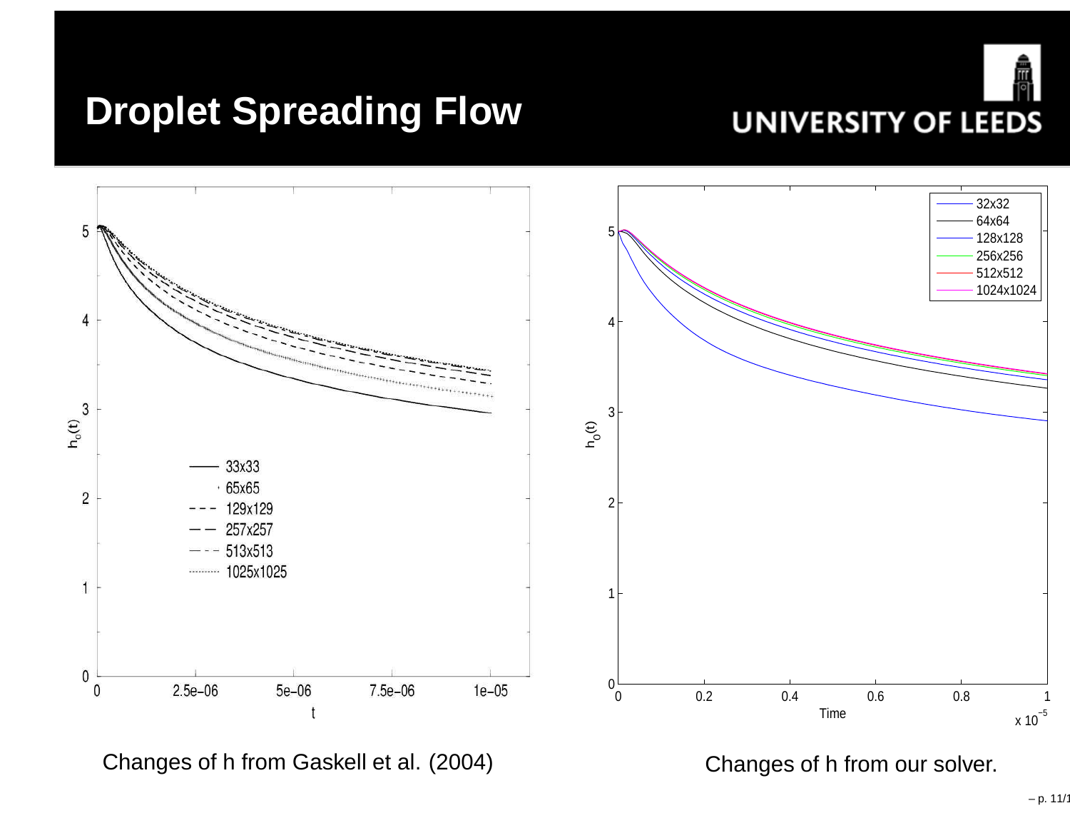# Droplet Spreading Flow

Changes of h from Gaskell et al. (2004)

Changes of h from our solver.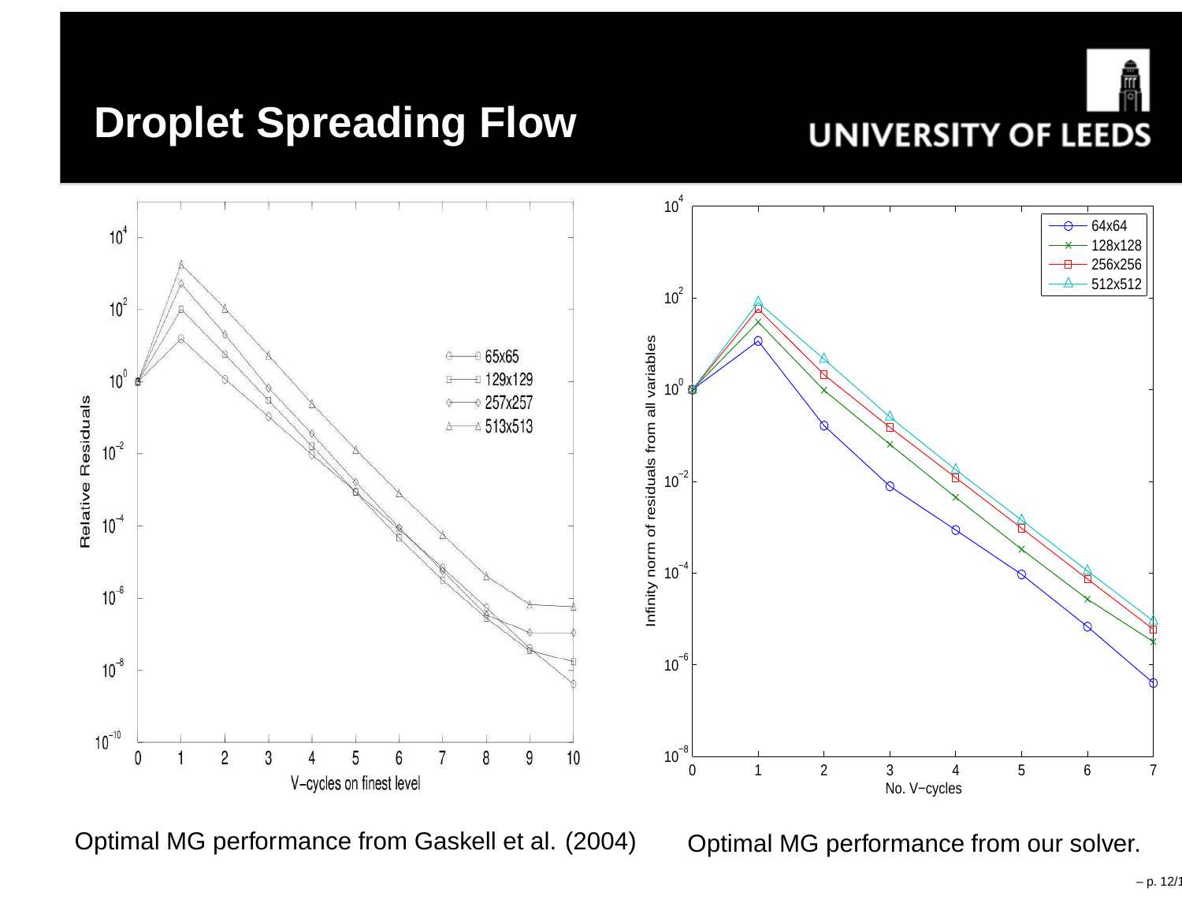# Droplet Spreading Flow

Optimal MG performance from Gaskell et al. (2004)

Optimal MG performance from our solver.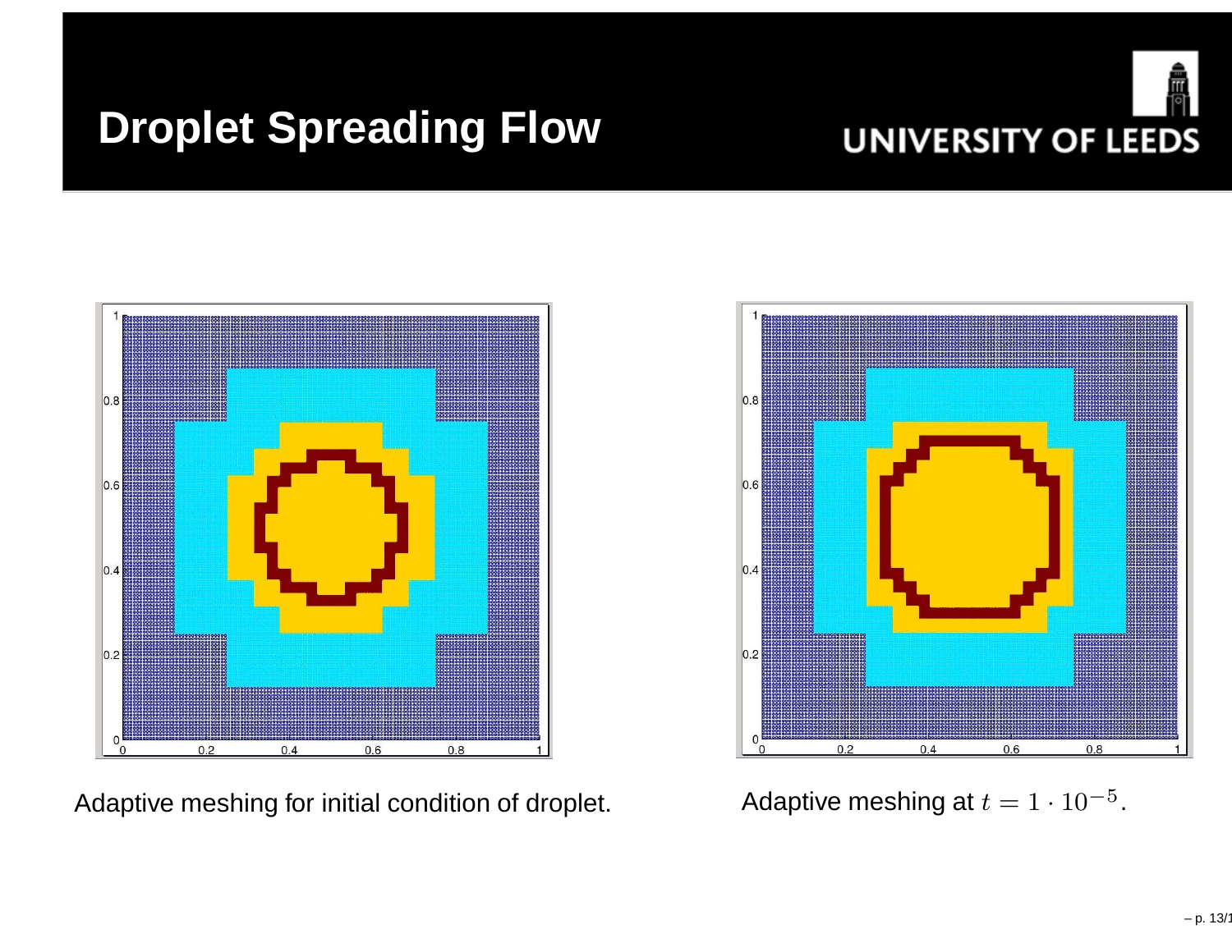# Droplet Spreading Flow

Adaptive meshing for initial condition of droplet.

Adaptive meshing at $t = 1 \cdot 10^{-5}$.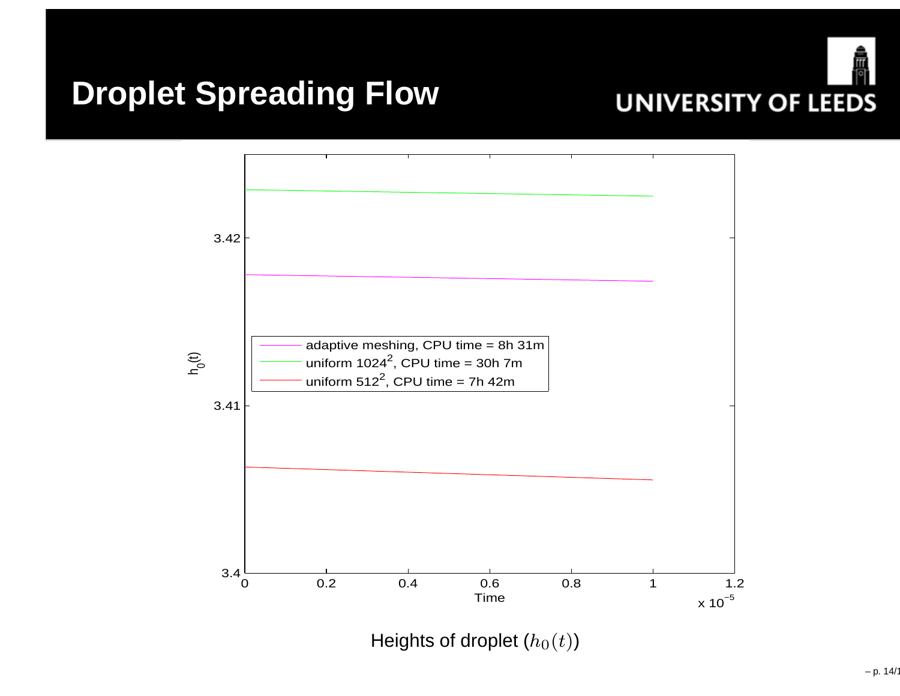# Droplet Spreading Flow

| Legend | |
|---|---|
| adaptive meshing, CPU time = 8h 31m | |
| uniform $1024^2$, CPU time = 30h 7m | |
| uniform $512^2$, CPU time = 7h 42m | |

Heights of droplet ($h_0(t)$)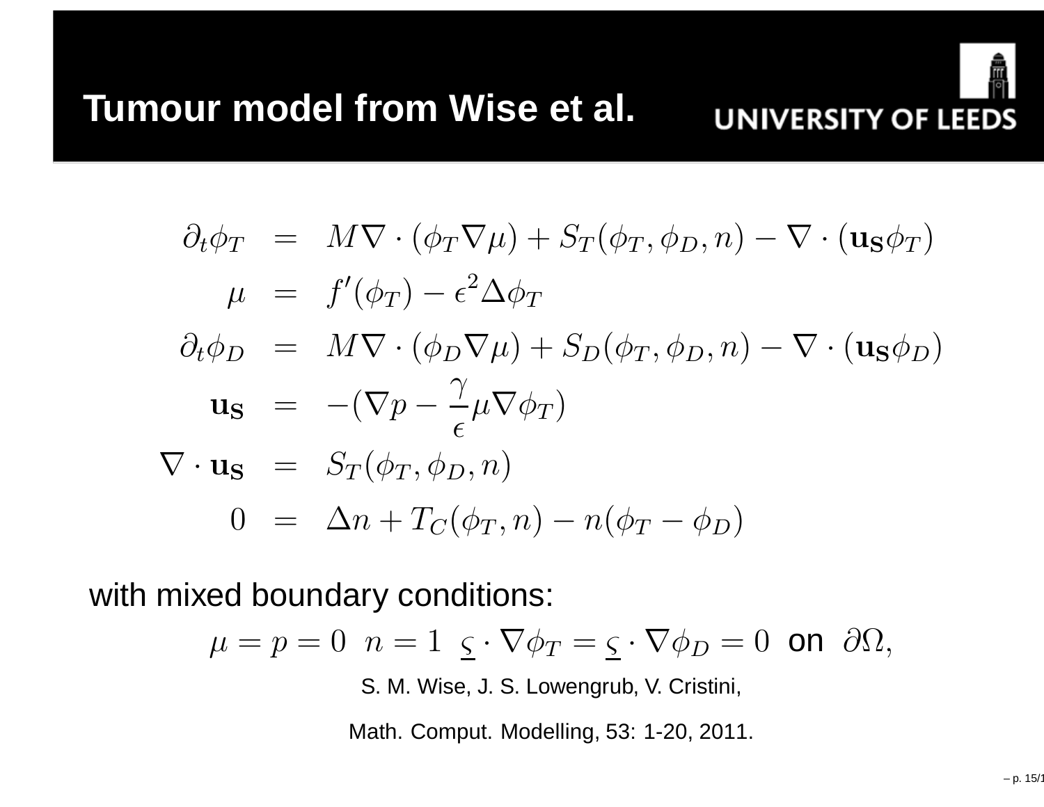# Tumour model from Wise et al.

$$
\begin{aligned}
\partial_t \phi_T &= M \nabla \cdot (\phi_T \nabla \mu) + S_T(\phi_T, \phi_D, n) - \nabla \cdot (\mathbf{u_S} \phi_T) \\
\mu &= f'(\phi_T) - \epsilon^2 \Delta \phi_T \\
\partial_t \phi_D &= M \nabla \cdot (\phi_D \nabla \mu) + S_D(\phi_T, \phi_D, n) - \nabla \cdot (\mathbf{u_S} \phi_D) \\
\mathbf{u_S} &= -(\nabla p - \frac{\gamma}{\epsilon} \mu \nabla \phi_T) \\
\nabla \cdot \mathbf{u_S} &= S_T(\phi_T, \phi_D, n) \\
0 &= \Delta n + T_C(\phi_T, n) - n(\phi_T - \phi_D)
\end{aligned}
$$

with mixed boundary conditions:

$$
\mu = p = 0 \quad n = 1 \quad \underline{\varsigma} \cdot \nabla \phi_T = \underline{\varsigma} \cdot \nabla \phi_D = 0 \text{ on } \partial\Omega,
$$

S. M. Wise, J. S. Lowengrub, V. Cristini,

Math. Comput. Modelling, 53: 1-20, 2011.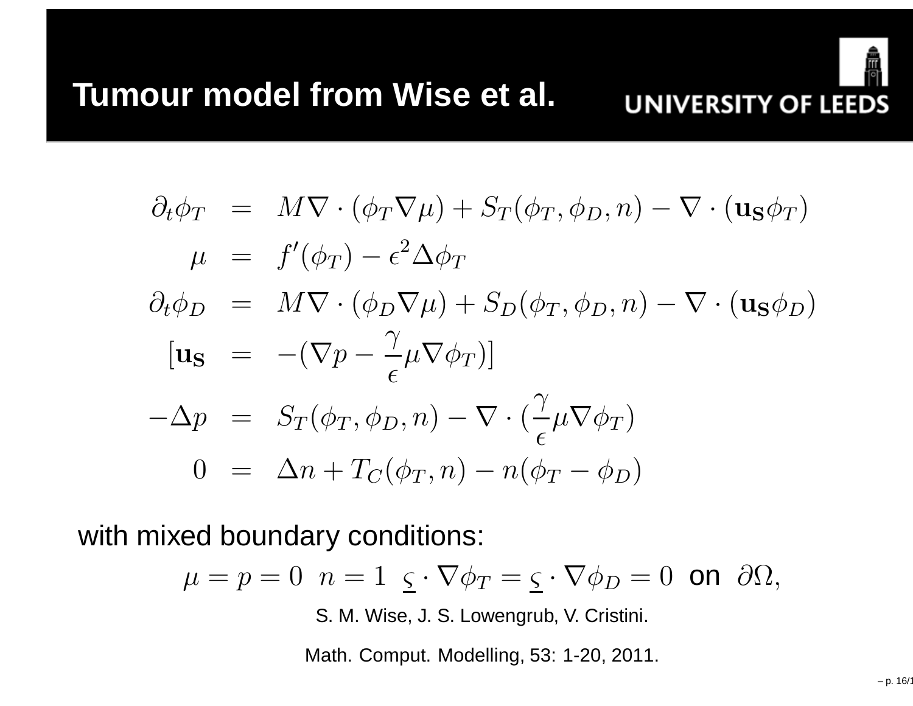# Tumour model from Wise et al.

$$
\begin{aligned}
\partial_t \phi_T &= M \nabla \cdot (\phi_T \nabla \mu) + S_T(\phi_T, \phi_D, n) - \nabla \cdot (\mathbf{u_S} \phi_T) \\
\mu &= f'(\phi_T) - \epsilon^2 \Delta \phi_T \\
\partial_t \phi_D &= M \nabla \cdot (\phi_D \nabla \mu) + S_D(\phi_T, \phi_D, n) - \nabla \cdot (\mathbf{u_S} \phi_D) \\
[\mathbf{u_S} &= -(\nabla p - \frac{\gamma}{\epsilon} \mu \nabla \phi_T)] \\
-\Delta p &= S_T(\phi_T, \phi_D, n) - \nabla \cdot (\frac{\gamma}{\epsilon} \mu \nabla \phi_T) \\
0 &= \Delta n + T_C(\phi_T, n) - n(\phi_T - \phi_D)
\end{aligned}
$$

with mixed boundary conditions:

$$\mu = p = 0 \quad n = 1 \quad \underset{\sim}{\varsigma} \cdot \nabla \phi_T = \underset{\sim}{\varsigma} \cdot \nabla \phi_D = 0 \text{ on } \partial\Omega,$$

S. M. Wise, J. S. Lowengrub, V. Cristini.

Math. Comput. Modelling, 53: 1-20, 2011.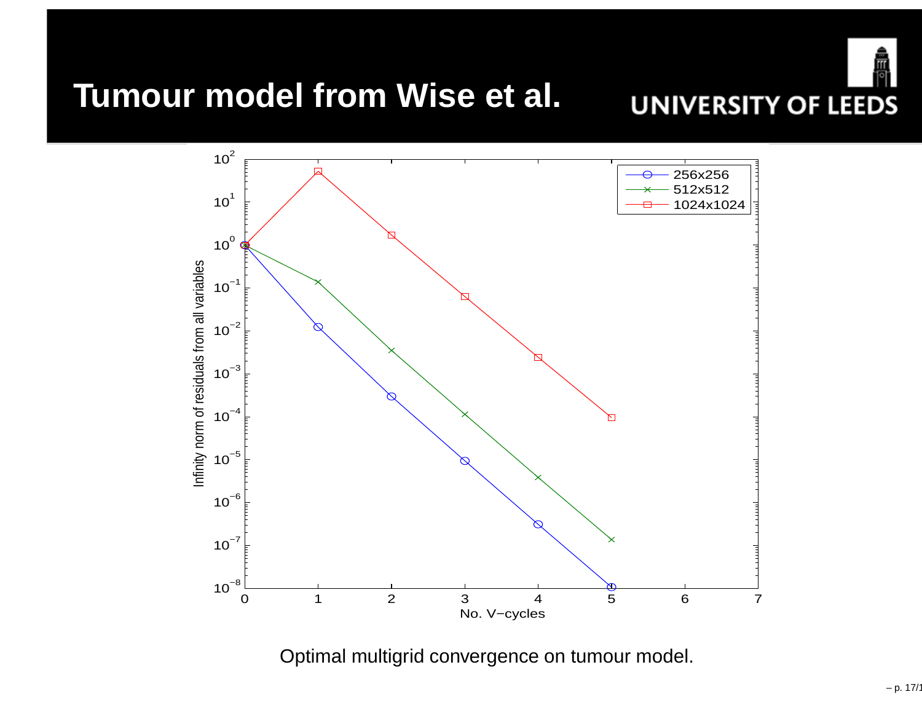# Tumour model from Wise et al.

Optimal multigrid convergence on tumour model.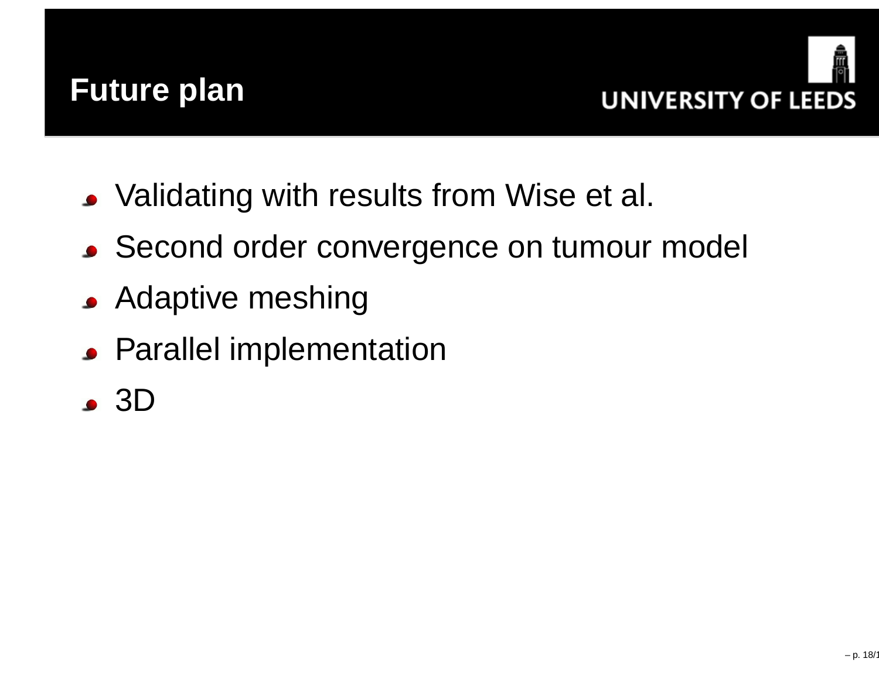## Future plan

- Validating with results from Wise et al.
- Second order convergence on tumour model
- Adaptive meshing
- Parallel implementation
- 3D